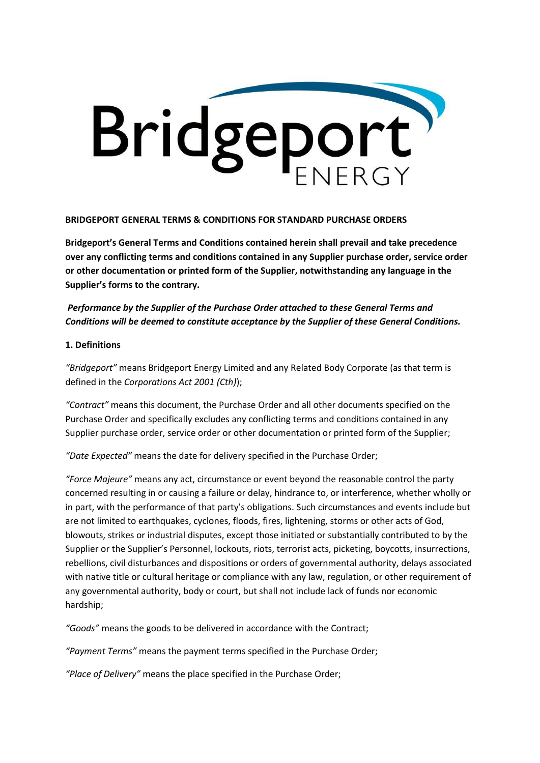**BRIDGEPORT GENERAL TERMS & CONDITIONS FOR STANDARD PURCHASE ORDERS**

**Bridgeport's General Terms and Conditions contained herein shall prevail and take precedence over any conflicting terms and conditions contained in any Supplier purchase order, service order or other documentation or printed form of the Supplier, notwithstanding any language in the Supplier's forms to the contrary.**

***Performance by the Supplier of the Purchase Order attached to these General Terms and Conditions will be deemed to constitute acceptance by the Supplier of these General Conditions.***

**1. Definitions**

*"Bridgeport"* means Bridgeport Energy Limited and any Related Body Corporate (as that term is defined in the *Corporations Act 2001 (Cth)*);

*"Contract"* means this document, the Purchase Order and all other documents specified on the Purchase Order and specifically excludes any conflicting terms and conditions contained in any Supplier purchase order, service order or other documentation or printed form of the Supplier;

*"Date Expected"* means the date for delivery specified in the Purchase Order;

*"Force Majeure"* means any act, circumstance or event beyond the reasonable control the party concerned resulting in or causing a failure or delay, hindrance to, or interference, whether wholly or in part, with the performance of that party's obligations. Such circumstances and events include but are not limited to earthquakes, cyclones, floods, fires, lightening, storms or other acts of God, blowouts, strikes or industrial disputes, except those initiated or substantially contributed to by the Supplier or the Supplier's Personnel, lockouts, riots, terrorist acts, picketing, boycotts, insurrections, rebellions, civil disturbances and dispositions or orders of governmental authority, delays associated with native title or cultural heritage or compliance with any law, regulation, or other requirement of any governmental authority, body or court, but shall not include lack of funds nor economic hardship;

*"Goods"* means the goods to be delivered in accordance with the Contract;

*"Payment Terms"* means the payment terms specified in the Purchase Order;

*"Place of Delivery"* means the place specified in the Purchase Order;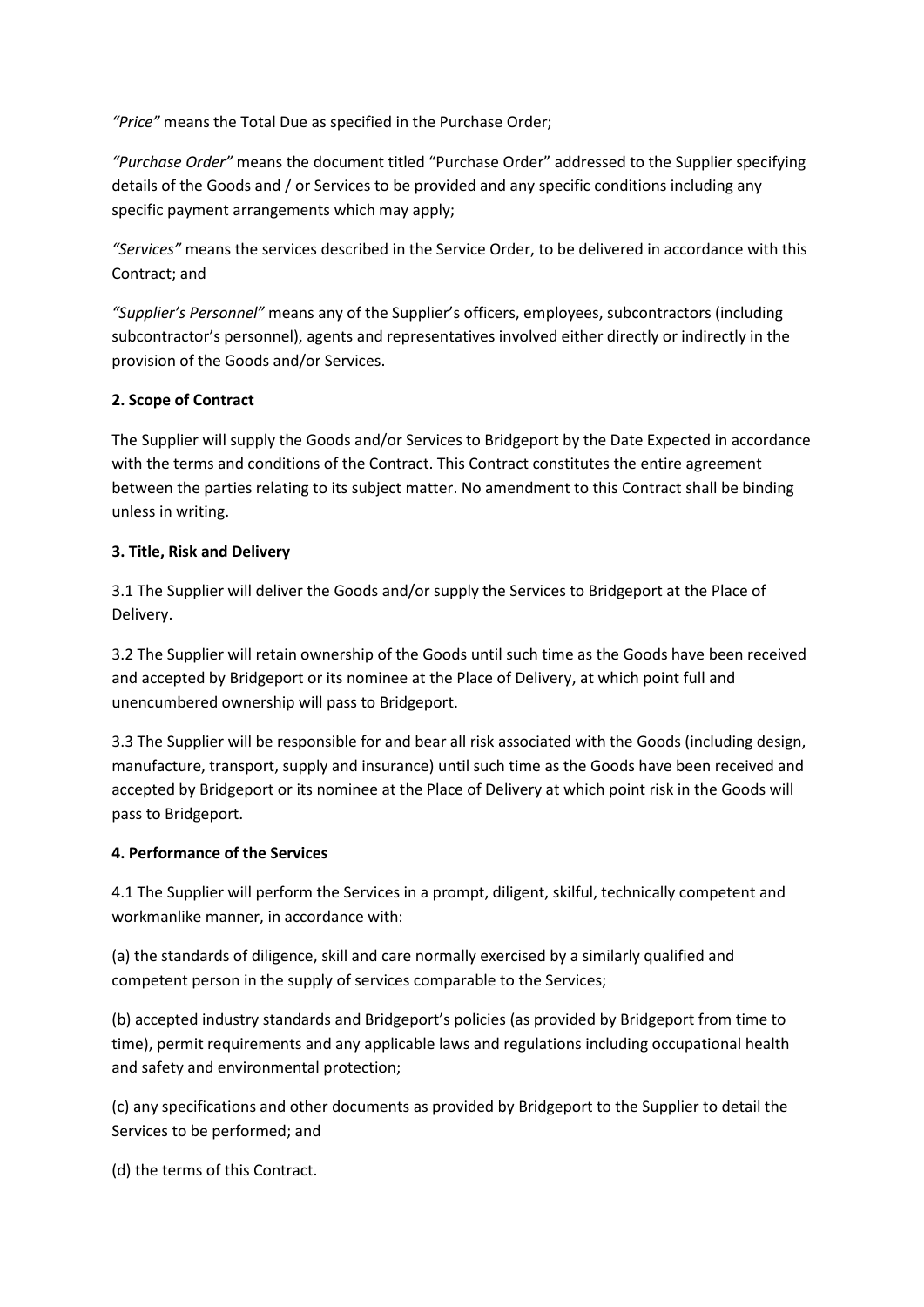*"Price"* means the Total Due as specified in the Purchase Order;

*"Purchase Order"* means the document titled "Purchase Order" addressed to the Supplier specifying details of the Goods and / or Services to be provided and any specific conditions including any specific payment arrangements which may apply;

*"Services"* means the services described in the Service Order, to be delivered in accordance with this Contract; and

*"Supplier's Personnel"* means any of the Supplier's officers, employees, subcontractors (including subcontractor's personnel), agents and representatives involved either directly or indirectly in the provision of the Goods and/or Services.

**2. Scope of Contract**

The Supplier will supply the Goods and/or Services to Bridgeport by the Date Expected in accordance with the terms and conditions of the Contract. This Contract constitutes the entire agreement between the parties relating to its subject matter. No amendment to this Contract shall be binding unless in writing.

**3. Title, Risk and Delivery**

3.1 The Supplier will deliver the Goods and/or supply the Services to Bridgeport at the Place of Delivery.

3.2 The Supplier will retain ownership of the Goods until such time as the Goods have been received and accepted by Bridgeport or its nominee at the Place of Delivery, at which point full and unencumbered ownership will pass to Bridgeport.

3.3 The Supplier will be responsible for and bear all risk associated with the Goods (including design, manufacture, transport, supply and insurance) until such time as the Goods have been received and accepted by Bridgeport or its nominee at the Place of Delivery at which point risk in the Goods will pass to Bridgeport.

**4. Performance of the Services**

4.1 The Supplier will perform the Services in a prompt, diligent, skilful, technically competent and workmanlike manner, in accordance with:

(a) the standards of diligence, skill and care normally exercised by a similarly qualified and competent person in the supply of services comparable to the Services;

(b) accepted industry standards and Bridgeport's policies (as provided by Bridgeport from time to time), permit requirements and any applicable laws and regulations including occupational health and safety and environmental protection;

(c) any specifications and other documents as provided by Bridgeport to the Supplier to detail the Services to be performed; and

(d) the terms of this Contract.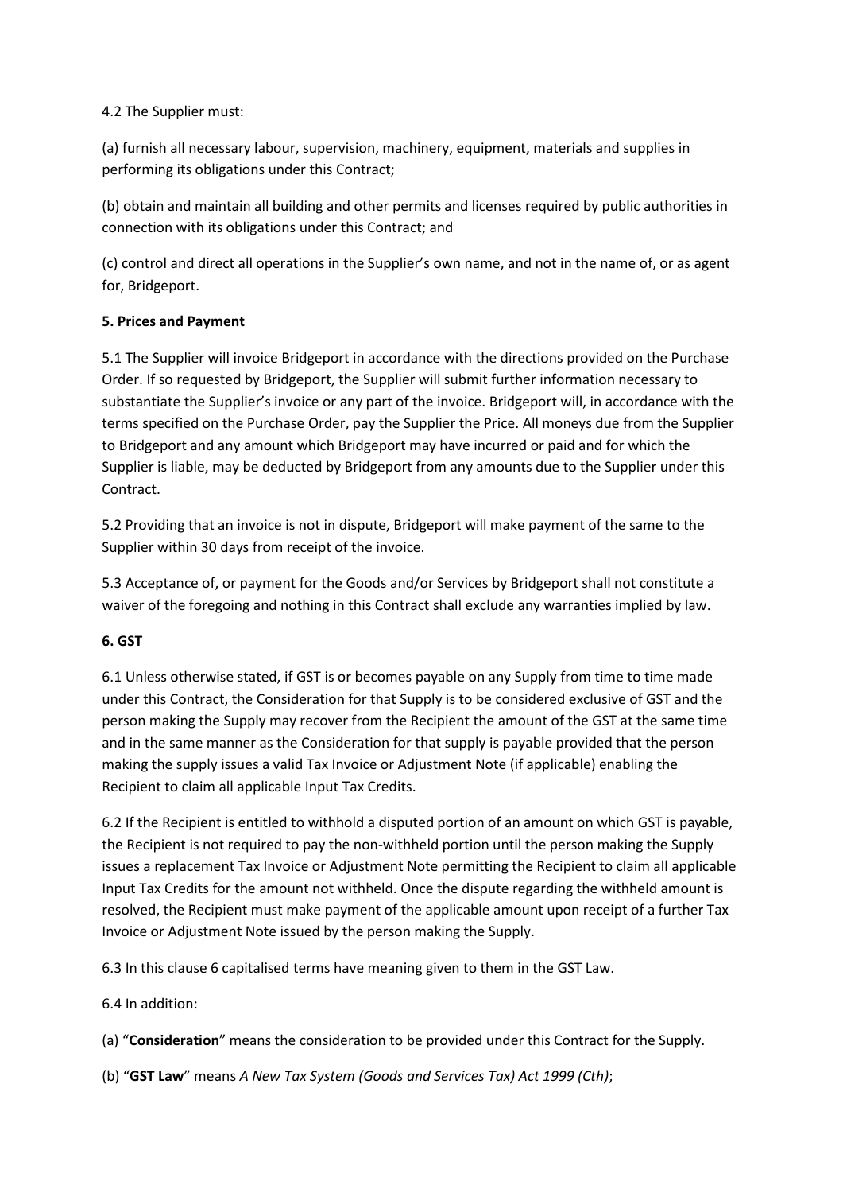4.2 The Supplier must:

(a) furnish all necessary labour, supervision, machinery, equipment, materials and supplies in performing its obligations under this Contract;

(b) obtain and maintain all building and other permits and licenses required by public authorities in connection with its obligations under this Contract; and

(c) control and direct all operations in the Supplier's own name, and not in the name of, or as agent for, Bridgeport.

**5. Prices and Payment**

5.1 The Supplier will invoice Bridgeport in accordance with the directions provided on the Purchase Order. If so requested by Bridgeport, the Supplier will submit further information necessary to substantiate the Supplier's invoice or any part of the invoice. Bridgeport will, in accordance with the terms specified on the Purchase Order, pay the Supplier the Price. All moneys due from the Supplier to Bridgeport and any amount which Bridgeport may have incurred or paid and for which the Supplier is liable, may be deducted by Bridgeport from any amounts due to the Supplier under this Contract.

5.2 Providing that an invoice is not in dispute, Bridgeport will make payment of the same to the Supplier within 30 days from receipt of the invoice.

5.3 Acceptance of, or payment for the Goods and/or Services by Bridgeport shall not constitute a waiver of the foregoing and nothing in this Contract shall exclude any warranties implied by law.

**6. GST**

6.1 Unless otherwise stated, if GST is or becomes payable on any Supply from time to time made under this Contract, the Consideration for that Supply is to be considered exclusive of GST and the person making the Supply may recover from the Recipient the amount of the GST at the same time and in the same manner as the Consideration for that supply is payable provided that the person making the supply issues a valid Tax Invoice or Adjustment Note (if applicable) enabling the Recipient to claim all applicable Input Tax Credits.

6.2 If the Recipient is entitled to withhold a disputed portion of an amount on which GST is payable, the Recipient is not required to pay the non-withheld portion until the person making the Supply issues a replacement Tax Invoice or Adjustment Note permitting the Recipient to claim all applicable Input Tax Credits for the amount not withheld. Once the dispute regarding the withheld amount is resolved, the Recipient must make payment of the applicable amount upon receipt of a further Tax Invoice or Adjustment Note issued by the person making the Supply.

6.3 In this clause 6 capitalised terms have meaning given to them in the GST Law.

6.4 In addition:

(a) "**Consideration**" means the consideration to be provided under this Contract for the Supply.

(b) "**GST Law**" means *A New Tax System (Goods and Services Tax) Act 1999 (Cth)*;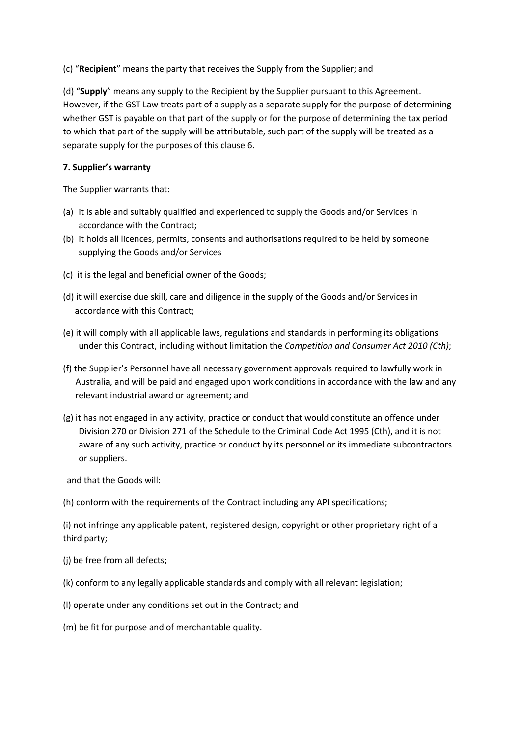(c) "**Recipient**" means the party that receives the Supply from the Supplier; and

(d) "**Supply**" means any supply to the Recipient by the Supplier pursuant to this Agreement. However, if the GST Law treats part of a supply as a separate supply for the purpose of determining whether GST is payable on that part of the supply or for the purpose of determining the tax period to which that part of the supply will be attributable, such part of the supply will be treated as a separate supply for the purposes of this clause 6.

**7. Supplier's warranty**

The Supplier warrants that:

(a) it is able and suitably qualified and experienced to supply the Goods and/or Services in accordance with the Contract;

(b) it holds all licences, permits, consents and authorisations required to be held by someone supplying the Goods and/or Services

(c) it is the legal and beneficial owner of the Goods;

(d) it will exercise due skill, care and diligence in the supply of the Goods and/or Services in accordance with this Contract;

(e) it will comply with all applicable laws, regulations and standards in performing its obligations under this Contract, including without limitation the *Competition and Consumer Act 2010 (Cth)*;

(f) the Supplier's Personnel have all necessary government approvals required to lawfully work in Australia, and will be paid and engaged upon work conditions in accordance with the law and any relevant industrial award or agreement; and

(g) it has not engaged in any activity, practice or conduct that would constitute an offence under Division 270 or Division 271 of the Schedule to the Criminal Code Act 1995 (Cth), and it is not aware of any such activity, practice or conduct by its personnel or its immediate subcontractors or suppliers.

and that the Goods will:

(h) conform with the requirements of the Contract including any API specifications;

(i) not infringe any applicable patent, registered design, copyright or other proprietary right of a third party;

(j) be free from all defects;

(k) conform to any legally applicable standards and comply with all relevant legislation;

(l) operate under any conditions set out in the Contract; and

(m) be fit for purpose and of merchantable quality.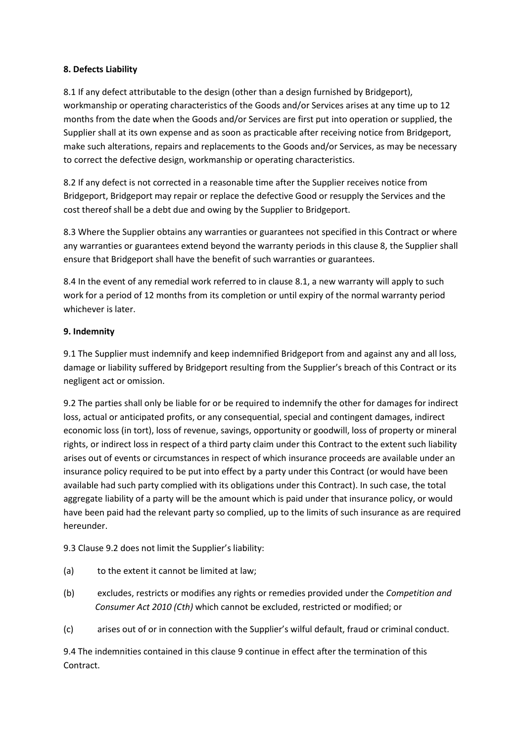**8. Defects Liability**

8.1 If any defect attributable to the design (other than a design furnished by Bridgeport), workmanship or operating characteristics of the Goods and/or Services arises at any time up to 12 months from the date when the Goods and/or Services are first put into operation or supplied, the Supplier shall at its own expense and as soon as practicable after receiving notice from Bridgeport, make such alterations, repairs and replacements to the Goods and/or Services, as may be necessary to correct the defective design, workmanship or operating characteristics.

8.2 If any defect is not corrected in a reasonable time after the Supplier receives notice from Bridgeport, Bridgeport may repair or replace the defective Good or resupply the Services and the cost thereof shall be a debt due and owing by the Supplier to Bridgeport.

8.3 Where the Supplier obtains any warranties or guarantees not specified in this Contract or where any warranties or guarantees extend beyond the warranty periods in this clause 8, the Supplier shall ensure that Bridgeport shall have the benefit of such warranties or guarantees.

8.4 In the event of any remedial work referred to in clause 8.1, a new warranty will apply to such work for a period of 12 months from its completion or until expiry of the normal warranty period whichever is later.

**9. Indemnity**

9.1 The Supplier must indemnify and keep indemnified Bridgeport from and against any and all loss, damage or liability suffered by Bridgeport resulting from the Supplier's breach of this Contract or its negligent act or omission.

9.2 The parties shall only be liable for or be required to indemnify the other for damages for indirect loss, actual or anticipated profits, or any consequential, special and contingent damages, indirect economic loss (in tort), loss of revenue, savings, opportunity or goodwill, loss of property or mineral rights, or indirect loss in respect of a third party claim under this Contract to the extent such liability arises out of events or circumstances in respect of which insurance proceeds are available under an insurance policy required to be put into effect by a party under this Contract (or would have been available had such party complied with its obligations under this Contract). In such case, the total aggregate liability of a party will be the amount which is paid under that insurance policy, or would have been paid had the relevant party so complied, up to the limits of such insurance as are required hereunder.

9.3 Clause 9.2 does not limit the Supplier's liability:

(a) to the extent it cannot be limited at law;

(b) excludes, restricts or modifies any rights or remedies provided under the *Competition and Consumer Act 2010 (Cth)* which cannot be excluded, restricted or modified; or

(c) arises out of or in connection with the Supplier's wilful default, fraud or criminal conduct.

9.4 The indemnities contained in this clause 9 continue in effect after the termination of this Contract.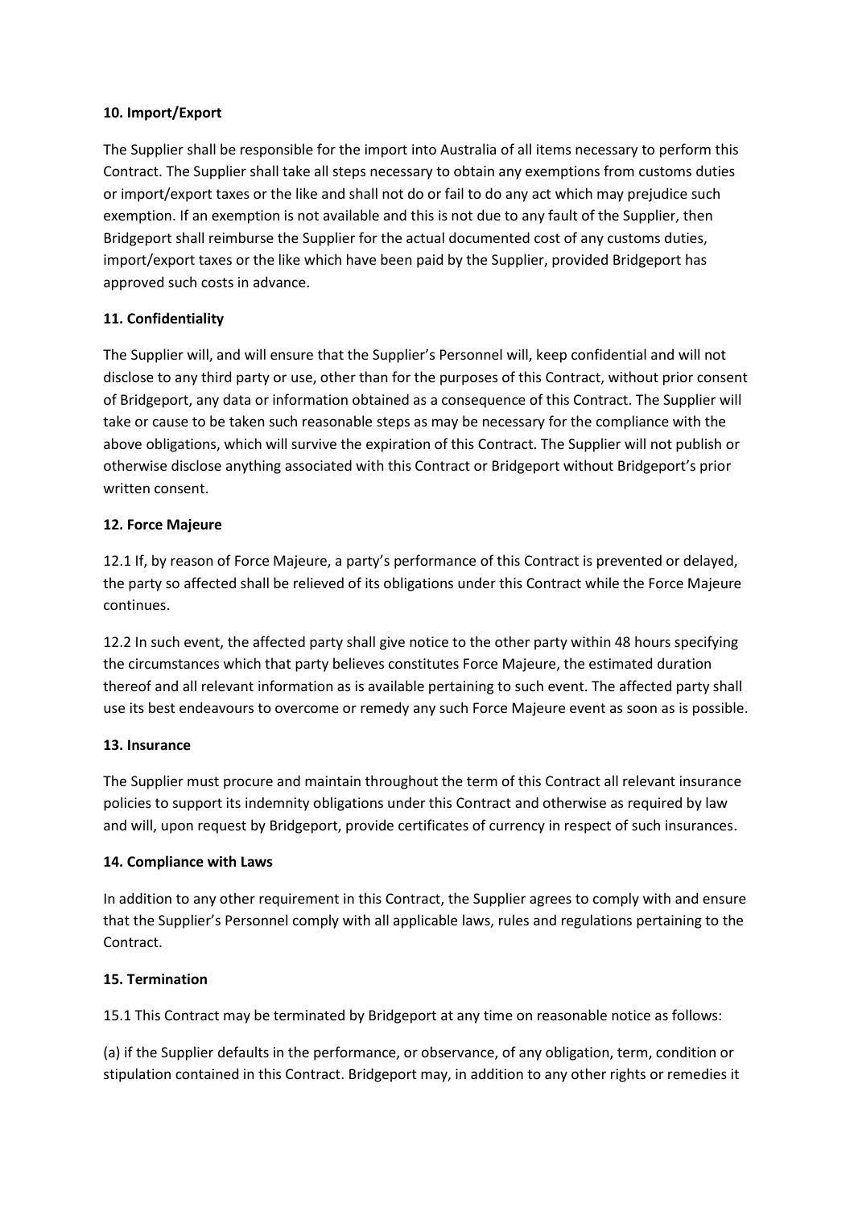**10. Import/Export**

The Supplier shall be responsible for the import into Australia of all items necessary to perform this Contract. The Supplier shall take all steps necessary to obtain any exemptions from customs duties or import/export taxes or the like and shall not do or fail to do any act which may prejudice such exemption. If an exemption is not available and this is not due to any fault of the Supplier, then Bridgeport shall reimburse the Supplier for the actual documented cost of any customs duties, import/export taxes or the like which have been paid by the Supplier, provided Bridgeport has approved such costs in advance.

**11. Confidentiality**

The Supplier will, and will ensure that the Supplier's Personnel will, keep confidential and will not disclose to any third party or use, other than for the purposes of this Contract, without prior consent of Bridgeport, any data or information obtained as a consequence of this Contract. The Supplier will take or cause to be taken such reasonable steps as may be necessary for the compliance with the above obligations, which will survive the expiration of this Contract. The Supplier will not publish or otherwise disclose anything associated with this Contract or Bridgeport without Bridgeport's prior written consent.

**12. Force Majeure**

12.1 If, by reason of Force Majeure, a party's performance of this Contract is prevented or delayed, the party so affected shall be relieved of its obligations under this Contract while the Force Majeure continues.

12.2 In such event, the affected party shall give notice to the other party within 48 hours specifying the circumstances which that party believes constitutes Force Majeure, the estimated duration thereof and all relevant information as is available pertaining to such event. The affected party shall use its best endeavours to overcome or remedy any such Force Majeure event as soon as is possible.

**13. Insurance**

The Supplier must procure and maintain throughout the term of this Contract all relevant insurance policies to support its indemnity obligations under this Contract and otherwise as required by law and will, upon request by Bridgeport, provide certificates of currency in respect of such insurances.

**14. Compliance with Laws**

In addition to any other requirement in this Contract, the Supplier agrees to comply with and ensure that the Supplier's Personnel comply with all applicable laws, rules and regulations pertaining to the Contract.

**15. Termination**

15.1 This Contract may be terminated by Bridgeport at any time on reasonable notice as follows:

(a) if the Supplier defaults in the performance, or observance, of any obligation, term, condition or stipulation contained in this Contract. Bridgeport may, in addition to any other rights or remedies it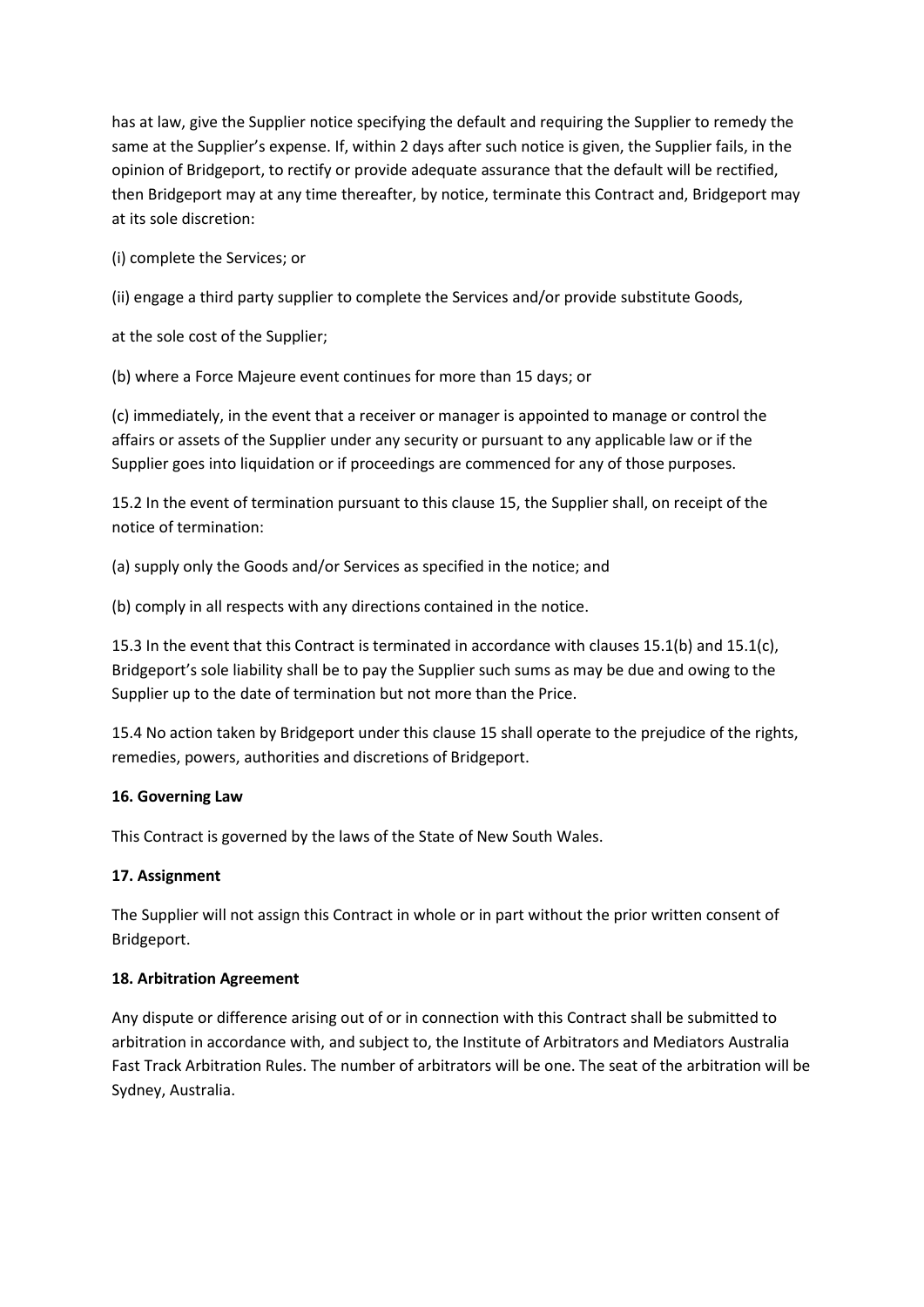has at law, give the Supplier notice specifying the default and requiring the Supplier to remedy the same at the Supplier's expense. If, within 2 days after such notice is given, the Supplier fails, in the opinion of Bridgeport, to rectify or provide adequate assurance that the default will be rectified, then Bridgeport may at any time thereafter, by notice, terminate this Contract and, Bridgeport may at its sole discretion:

(i) complete the Services; or

(ii) engage a third party supplier to complete the Services and/or provide substitute Goods,

at the sole cost of the Supplier;

(b) where a Force Majeure event continues for more than 15 days; or

(c) immediately, in the event that a receiver or manager is appointed to manage or control the affairs or assets of the Supplier under any security or pursuant to any applicable law or if the Supplier goes into liquidation or if proceedings are commenced for any of those purposes.

15.2 In the event of termination pursuant to this clause 15, the Supplier shall, on receipt of the notice of termination:

(a) supply only the Goods and/or Services as specified in the notice; and

(b) comply in all respects with any directions contained in the notice.

15.3 In the event that this Contract is terminated in accordance with clauses 15.1(b) and 15.1(c), Bridgeport's sole liability shall be to pay the Supplier such sums as may be due and owing to the Supplier up to the date of termination but not more than the Price.

15.4 No action taken by Bridgeport under this clause 15 shall operate to the prejudice of the rights, remedies, powers, authorities and discretions of Bridgeport.

**16. Governing Law**

This Contract is governed by the laws of the State of New South Wales.

**17. Assignment**

The Supplier will not assign this Contract in whole or in part without the prior written consent of Bridgeport.

**18. Arbitration Agreement**

Any dispute or difference arising out of or in connection with this Contract shall be submitted to arbitration in accordance with, and subject to, the Institute of Arbitrators and Mediators Australia Fast Track Arbitration Rules. The number of arbitrators will be one. The seat of the arbitration will be Sydney, Australia.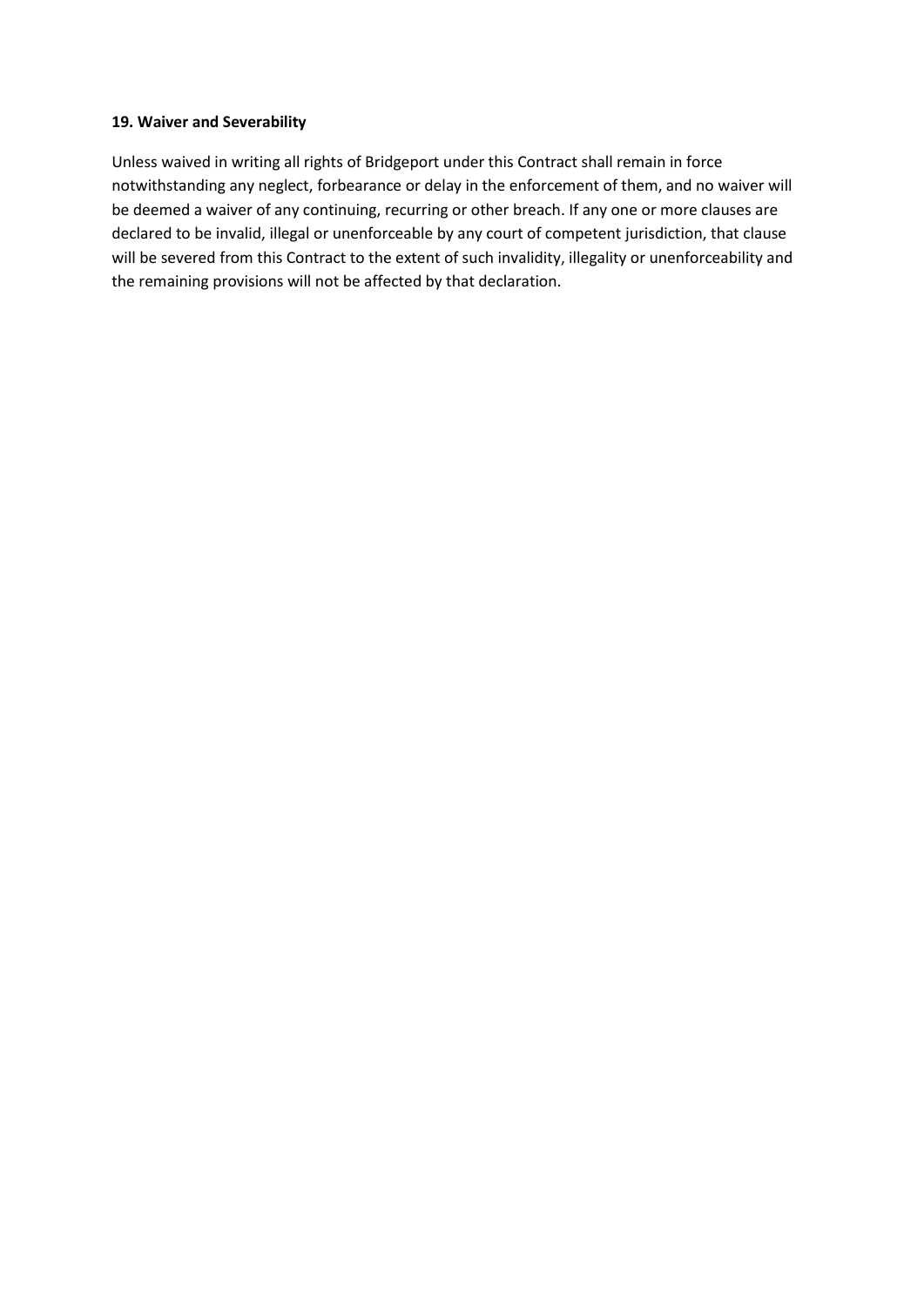**19. Waiver and Severability**

Unless waived in writing all rights of Bridgeport under this Contract shall remain in force notwithstanding any neglect, forbearance or delay in the enforcement of them, and no waiver will be deemed a waiver of any continuing, recurring or other breach. If any one or more clauses are declared to be invalid, illegal or unenforceable by any court of competent jurisdiction, that clause will be severed from this Contract to the extent of such invalidity, illegality or unenforceability and the remaining provisions will not be affected by that declaration.